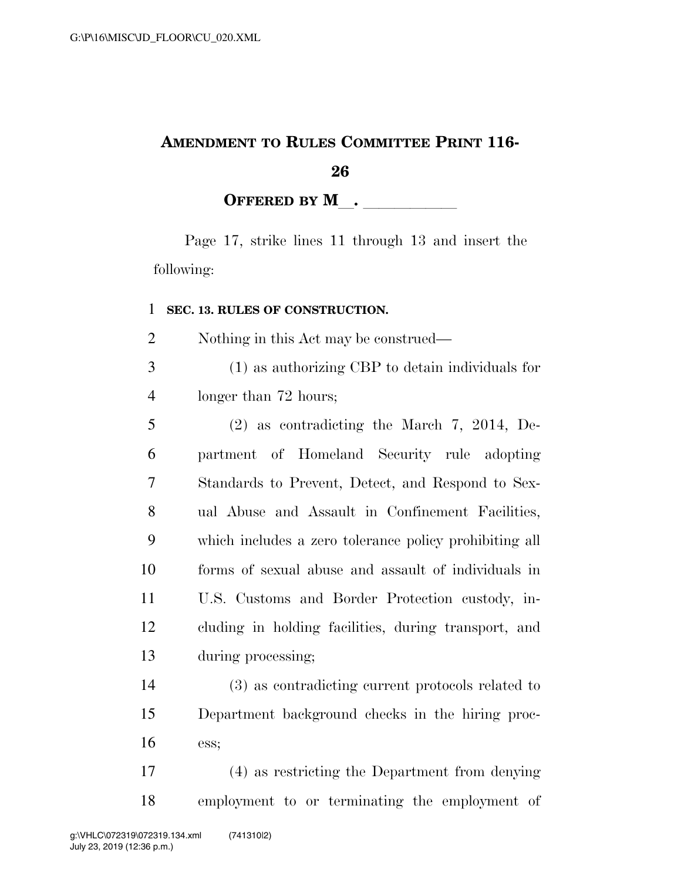# AMENDMENT TO RULES COMMITTEE PRINT 116-26

## OFFERED BY M\_\_. \_\_\_\_\_\_\_\_\_\_\_

Page 17, strike lines 11 through 13 and insert the following:

**SEC. 13. RULES OF CONSTRUCTION.**

Nothing in this Act may be construed—

(1) as authorizing CBP to detain individuals for longer than 72 hours;

(2) as contradicting the March 7, 2014, Department of Homeland Security rule adopting Standards to Prevent, Detect, and Respond to Sexual Abuse and Assault in Confinement Facilities, which includes a zero tolerance policy prohibiting all forms of sexual abuse and assault of individuals in U.S. Customs and Border Protection custody, including in holding facilities, during transport, and during processing;

(3) as contradicting current protocols related to Department background checks in the hiring process;

(4) as restricting the Department from denying employment to or terminating the employment of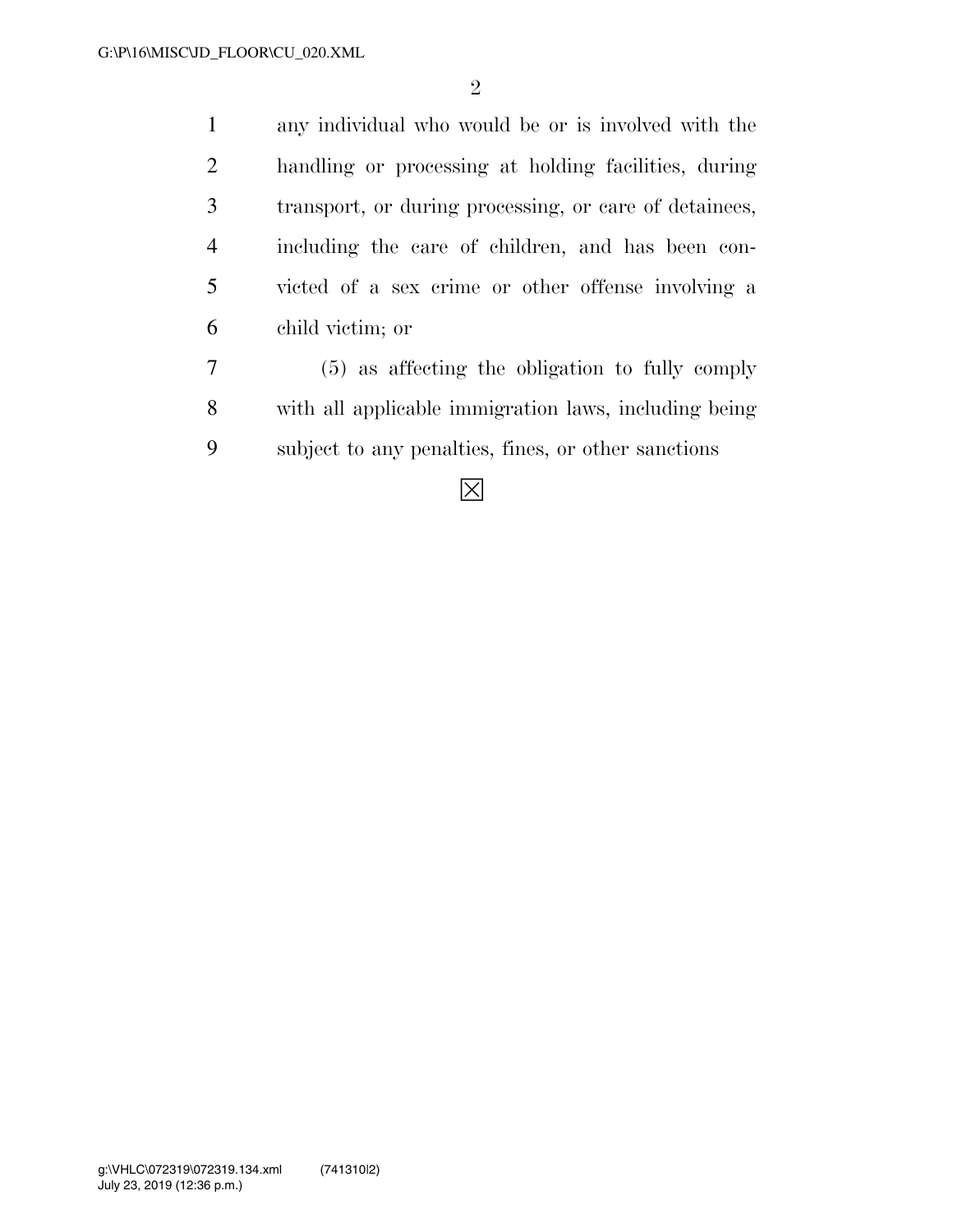any individual who would be or is involved with the handling or processing at holding facilities, during transport, or during processing, or care of detainees, including the care of children, and has been convicted of a sex crime or other offense involving a child victim; or

(5) as affecting the obligation to fully comply with all applicable immigration laws, including being subject to any penalties, fines, or other sanctions

☒